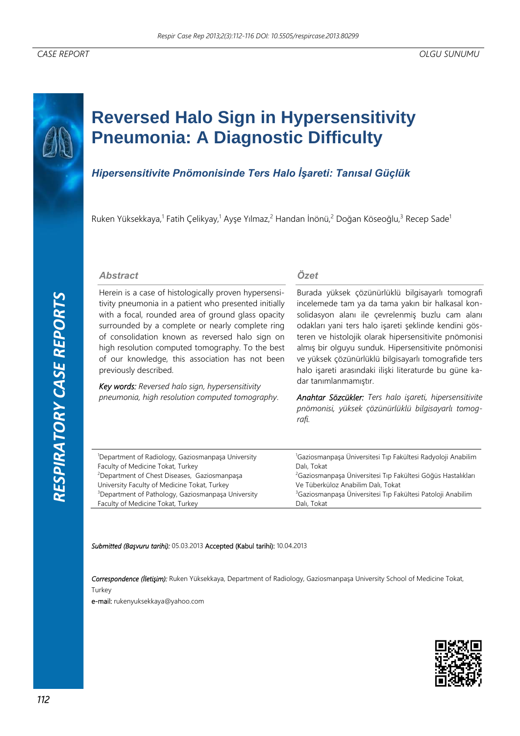CASE REPORT

OLGU SUNUMU

# Reversed Halo Sign in Hypersensitivity Pneumonia: A Diagnostic Difficulty

## *Hipersensitivite Pnömonisinde Ters Halo İşareti: Tanısal Güçlük*

Ruken Yüksekkaya,[1] Fatih Çelikyay,[1] Ayşe Yılmaz,[2] Handan İnönü,[2] Doğan Köseoğlu,[3] Recep Sade[1]

### Abstract

Herein is a case of histologically proven hypersensitivity pneumonia in a patient who presented initially with a focal, rounded area of ground glass opacity surrounded by a complete or nearly complete ring of consolidation known as reversed halo sign on high resolution computed tomography. To the best of our knowledge, this association has not been previously described.

***Key words:*** *Reversed halo sign, hypersensitivity pneumonia, high resolution computed tomography.*

### Özet

Burada yüksek çözünürlüklü bilgisayarlı tomografi incelemede tam ya da tama yakın bir halkasal konsolidasyon alanı ile çevrelenmiş buzlu cam alanı odakları yani ters halo işareti şeklinde kendini gösteren ve histolojik olarak hipersensitivite pnömonisi almış bir olguyu sunduk. Hipersensitivite pnömonisi ve yüksek çözünürlüklü bilgisayarlı tomografide ters halo işareti arasındaki ilişki literaturde bu güne kadar tanımlanmamıştır.

***Anahtar Sözcükler:*** *Ters halo işareti, hipersensitivite pnömonisi, yüksek çözünürlüklü bilgisayarlı tomografi.*

[1]Department of Radiology, Gaziosmanpaşa University Faculty of Medicine Tokat, Turkey
[2]Department of Chest Diseases, Gaziosmanpaşa University Faculty of Medicine Tokat, Turkey
[3]Department of Pathology, Gaziosmanpaşa University Faculty of Medicine Tokat, Turkey

[1]Gaziosmanpaşa Üniversitesi Tıp Fakültesi Radyoloji Anabilim Dalı, Tokat
[2]Gaziosmanpaşa Üniversitesi Tıp Fakültesi Göğüs Hastalıkları Ve Tüberküloz Anabilim Dalı, Tokat
[3]Gaziosmanpaşa Üniversitesi Tıp Fakültesi Patoloji Anabilim Dalı, Tokat

*Submitted (Başvuru tarihi):* 05.03.2013 Accepted (Kabul tarihi): 10.04.2013

*Correspondence (İletişim):* Ruken Yüksekkaya, Department of Radiology, Gaziosmanpaşa University School of Medicine Tokat, Turkey
e-mail: rukenyuksekkaya@yahoo.com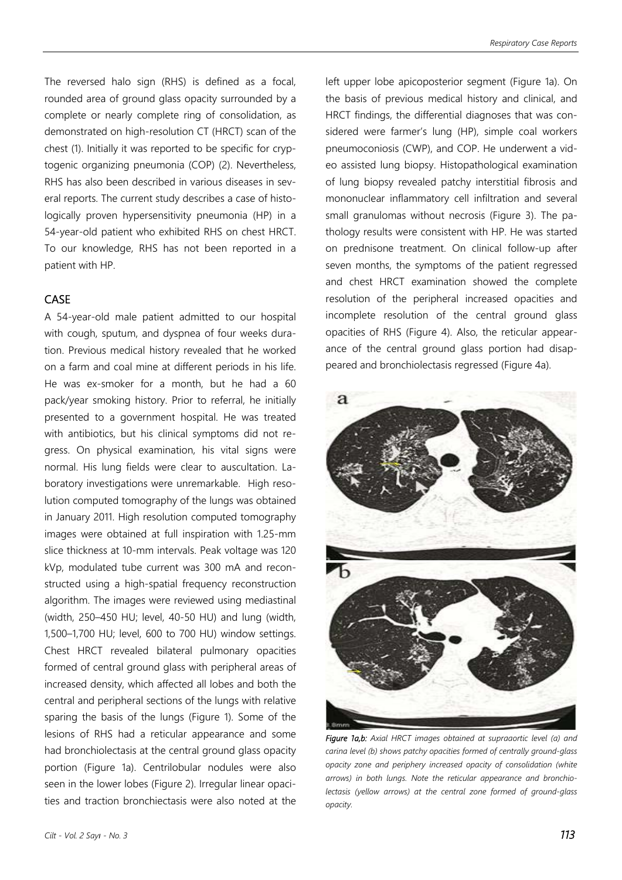The reversed halo sign (RHS) is defined as a focal, rounded area of ground glass opacity surrounded by a complete or nearly complete ring of consolidation, as demonstrated on high-resolution CT (HRCT) scan of the chest (1). Initially it was reported to be specific for cryptogenic organizing pneumonia (COP) (2). Nevertheless, RHS has also been described in various diseases in several reports. The current study describes a case of histologically proven hypersensitivity pneumonia (HP) in a 54-year-old patient who exhibited RHS on chest HRCT. To our knowledge, RHS has not been reported in a patient with HP.

## CASE

A 54-year-old male patient admitted to our hospital with cough, sputum, and dyspnea of four weeks duration. Previous medical history revealed that he worked on a farm and coal mine at different periods in his life. He was ex-smoker for a month, but he had a 60 pack/year smoking history. Prior to referral, he initially presented to a government hospital. He was treated with antibiotics, but his clinical symptoms did not regress. On physical examination, his vital signs were normal. His lung fields were clear to auscultation. Laboratory investigations were unremarkable. High resolution computed tomography of the lungs was obtained in January 2011. High resolution computed tomography images were obtained at full inspiration with 1.25-mm slice thickness at 10-mm intervals. Peak voltage was 120 kVp, modulated tube current was 300 mA and reconstructed using a high-spatial frequency reconstruction algorithm. The images were reviewed using mediastinal (width, 250–450 HU; level, 40-50 HU) and lung (width, 1,500–1,700 HU; level, 600 to 700 HU) window settings. Chest HRCT revealed bilateral pulmonary opacities formed of central ground glass with peripheral areas of increased density, which affected all lobes and both the central and peripheral sections of the lungs with relative sparing the basis of the lungs (Figure 1). Some of the lesions of RHS had a reticular appearance and some had bronchiolectasis at the central ground glass opacity portion (Figure 1a). Centrilobular nodules were also seen in the lower lobes (Figure 2). Irregular linear opacities and traction bronchiectasis were also noted at the left upper lobe apicoposterior segment (Figure 1a). On the basis of previous medical history and clinical, and HRCT findings, the differential diagnoses that was considered were farmer's lung (HP), simple coal workers pneumoconiosis (CWP), and COP. He underwent a video assisted lung biopsy. Histopathological examination of lung biopsy revealed patchy interstitial fibrosis and mononuclear inflammatory cell infiltration and several small granulomas without necrosis (Figure 3). The pathology results were consistent with HP. He was started on prednisone treatment. On clinical follow-up after seven months, the symptoms of the patient regressed and chest HRCT examination showed the complete resolution of the peripheral increased opacities and incomplete resolution of the central ground glass opacities of RHS (Figure 4). Also, the reticular appearance of the central ground glass portion had disappeared and bronchiolectasis regressed (Figure 4a).

***Figure 1a,b:*** *Axial HRCT images obtained at supraaortic level (a) and carina level (b) shows patchy opacities formed of centrally ground-glass opacity zone and periphery increased opacity of consolidation (white arrows) in both lungs. Note the reticular appearance and bronchiolectasis (yellow arrows) at the central zone formed of ground-glass opacity.*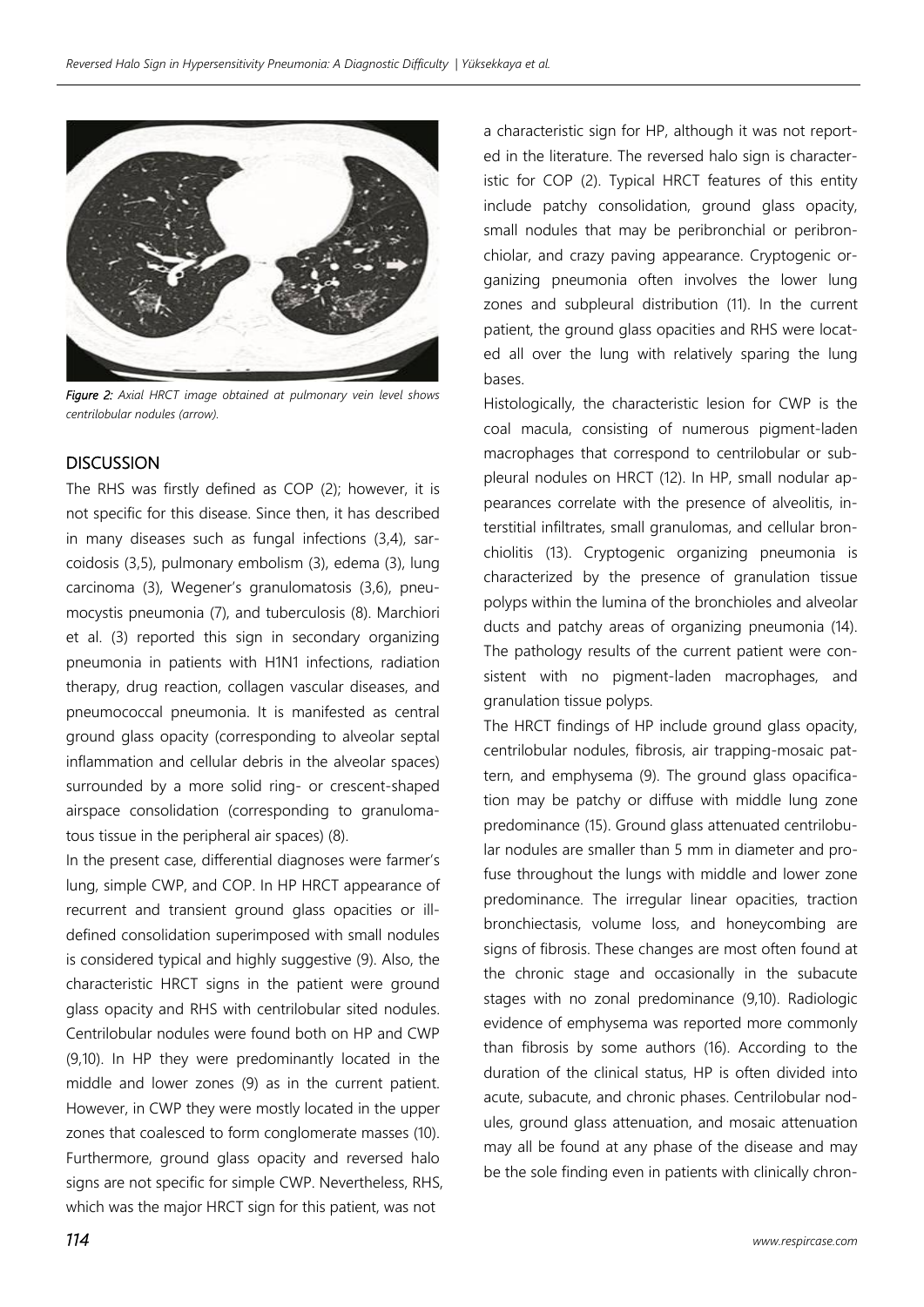*Figure 2: Axial HRCT image obtained at pulmonary vein level shows centrilobular nodules (arrow).*

## DISCUSSION

The RHS was firstly defined as COP (2); however, it is not specific for this disease. Since then, it has described in many diseases such as fungal infections (3,4), sarcoidosis (3,5), pulmonary embolism (3), edema (3), lung carcinoma (3), Wegener's granulomatosis (3,6), pneumocystis pneumonia (7), and tuberculosis (8). Marchiori et al. (3) reported this sign in secondary organizing pneumonia in patients with H1N1 infections, radiation therapy, drug reaction, collagen vascular diseases, and pneumococcal pneumonia. It is manifested as central ground glass opacity (corresponding to alveolar septal inflammation and cellular debris in the alveolar spaces) surrounded by a more solid ring- or crescent-shaped airspace consolidation (corresponding to granulomatous tissue in the peripheral air spaces) (8).

In the present case, differential diagnoses were farmer's lung, simple CWP, and COP. In HP HRCT appearance of recurrent and transient ground glass opacities or ill-defined consolidation superimposed with small nodules is considered typical and highly suggestive (9). Also, the characteristic HRCT signs in the patient were ground glass opacity and RHS with centrilobular sited nodules. Centrilobular nodules were found both on HP and CWP (9,10). In HP they were predominantly located in the middle and lower zones (9) as in the current patient. However, in CWP they were mostly located in the upper zones that coalesced to form conglomerate masses (10). Furthermore, ground glass opacity and reversed halo signs are not specific for simple CWP. Nevertheless, RHS, which was the major HRCT sign for this patient, was not a characteristic sign for HP, although it was not reported in the literature. The reversed halo sign is characteristic for COP (2). Typical HRCT features of this entity include patchy consolidation, ground glass opacity, small nodules that may be peribronchial or peribronchiolar, and crazy paving appearance. Cryptogenic organizing pneumonia often involves the lower lung zones and subpleural distribution (11). In the current patient, the ground glass opacities and RHS were located all over the lung with relatively sparing the lung bases.

Histologically, the characteristic lesion for CWP is the coal macula, consisting of numerous pigment-laden macrophages that correspond to centrilobular or subpleural nodules on HRCT (12). In HP, small nodular appearances correlate with the presence of alveolitis, interstitial infiltrates, small granulomas, and cellular bronchiolitis (13). Cryptogenic organizing pneumonia is characterized by the presence of granulation tissue polyps within the lumina of the bronchioles and alveolar ducts and patchy areas of organizing pneumonia (14). The pathology results of the current patient were consistent with no pigment-laden macrophages, and granulation tissue polyps.

The HRCT findings of HP include ground glass opacity, centrilobular nodules, fibrosis, air trapping-mosaic pattern, and emphysema (9). The ground glass opacification may be patchy or diffuse with middle lung zone predominance (15). Ground glass attenuated centrilobular nodules are smaller than 5 mm in diameter and profuse throughout the lungs with middle and lower zone predominance. The irregular linear opacities, traction bronchiectasis, volume loss, and honeycombing are signs of fibrosis. These changes are most often found at the chronic stage and occasionally in the subacute stages with no zonal predominance (9,10). Radiologic evidence of emphysema was reported more commonly than fibrosis by some authors (16). According to the duration of the clinical status, HP is often divided into acute, subacute, and chronic phases. Centrilobular nodules, ground glass attenuation, and mosaic attenuation may all be found at any phase of the disease and may be the sole finding even in patients with clinically chron-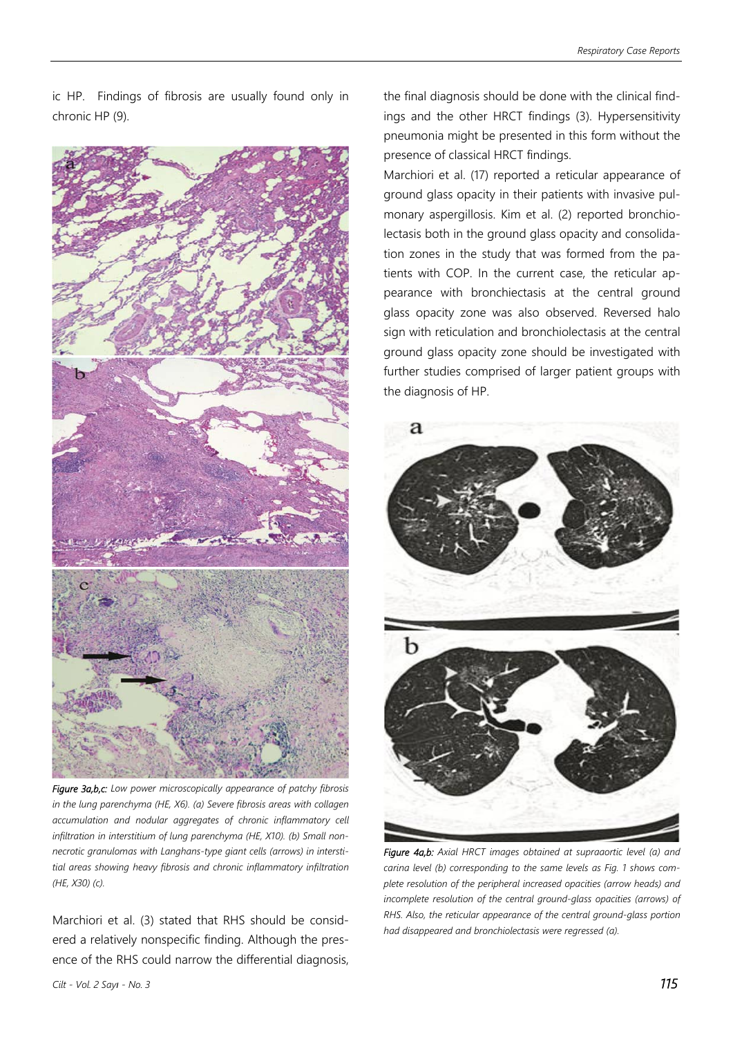ic HP. Findings of fibrosis are usually found only in chronic HP (9).

*Figure 3a,b,c:* *Low power microscopically appearance of patchy fibrosis in the lung parenchyma (HE, X6). (a) Severe fibrosis areas with collagen accumulation and nodular aggregates of chronic inflammatory cell infiltration in interstitium of lung parenchyma (HE, X10). (b) Small non-necrotic granulomas with Langhans-type giant cells (arrows) in interstitial areas showing heavy fibrosis and chronic inflammatory infiltration (HE, X30) (c).*

Marchiori et al. (3) stated that RHS should be considered a relatively nonspecific finding. Although the presence of the RHS could narrow the differential diagnosis, the final diagnosis should be done with the clinical findings and the other HRCT findings (3). Hypersensitivity pneumonia might be presented in this form without the presence of classical HRCT findings.

Marchiori et al. (17) reported a reticular appearance of ground glass opacity in their patients with invasive pulmonary aspergillosis. Kim et al. (2) reported bronchiolectasis both in the ground glass opacity and consolidation zones in the study that was formed from the patients with COP. In the current case, the reticular appearance with bronchiectasis at the central ground glass opacity zone was also observed. Reversed halo sign with reticulation and bronchiolectasis at the central ground glass opacity zone should be investigated with further studies comprised of larger patient groups with the diagnosis of HP.

*Figure 4a,b:* *Axial HRCT images obtained at supraaortic level (a) and carina level (b) corresponding to the same levels as Fig. 1 shows complete resolution of the peripheral increased opacities (arrow heads) and incomplete resolution of the central ground-glass opacities (arrows) of RHS. Also, the reticular appearance of the central ground-glass portion had disappeared and bronchiolectasis were regressed (a).*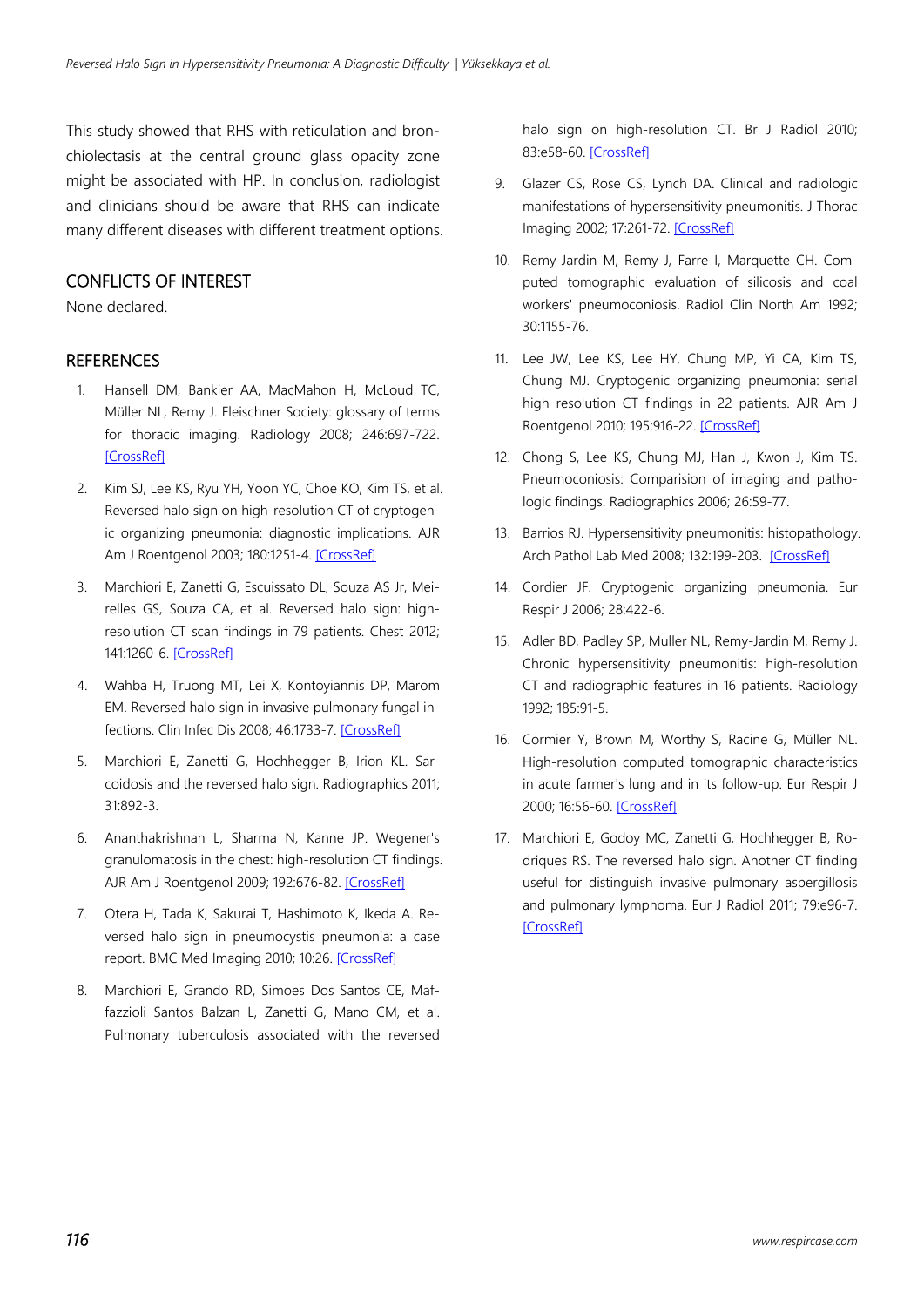This study showed that RHS with reticulation and bronchiolectasis at the central ground glass opacity zone might be associated with HP. In conclusion, radiologist and clinicians should be aware that RHS can indicate many different diseases with different treatment options.

## CONFLICTS OF INTEREST

None declared.

## REFERENCES

1. Hansell DM, Bankier AA, MacMahon H, McLoud TC, Müller NL, Remy J. Fleischner Society: glossary of terms for thoracic imaging. Radiology 2008; 246:697-722. [CrossRef]
2. Kim SJ, Lee KS, Ryu YH, Yoon YC, Choe KO, Kim TS, et al. Reversed halo sign on high-resolution CT of cryptogenic organizing pneumonia: diagnostic implications. AJR Am J Roentgenol 2003; 180:1251-4. [CrossRef]
3. Marchiori E, Zanetti G, Escuissato DL, Souza AS Jr, Meirelles GS, Souza CA, et al. Reversed halo sign: high-resolution CT scan findings in 79 patients. Chest 2012; 141:1260-6. [CrossRef]
4. Wahba H, Truong MT, Lei X, Kontoyiannis DP, Marom EM. Reversed halo sign in invasive pulmonary fungal infections. Clin Infec Dis 2008; 46:1733-7. [CrossRef]
5. Marchiori E, Zanetti G, Hochhegger B, Irion KL. Sarcoidosis and the reversed halo sign. Radiographics 2011; 31:892-3.
6. Ananthakrishnan L, Sharma N, Kanne JP. Wegener's granulomatosis in the chest: high-resolution CT findings. AJR Am J Roentgenol 2009; 192:676-82. [CrossRef]
7. Otera H, Tada K, Sakurai T, Hashimoto K, Ikeda A. Reversed halo sign in pneumocystis pneumonia: a case report. BMC Med Imaging 2010; 10:26. [CrossRef]
8. Marchiori E, Grando RD, Simoes Dos Santos CE, Maffazzioli Santos Balzan L, Zanetti G, Mano CM, et al. Pulmonary tuberculosis associated with the reversed halo sign on high-resolution CT. Br J Radiol 2010; 83:e58-60. [CrossRef]
9. Glazer CS, Rose CS, Lynch DA. Clinical and radiologic manifestations of hypersensitivity pneumonitis. J Thorac Imaging 2002; 17:261-72. [CrossRef]
10. Remy-Jardin M, Remy J, Farre I, Marquette CH. Computed tomographic evaluation of silicosis and coal workers' pneumoconiosis. Radiol Clin North Am 1992; 30:1155-76.
11. Lee JW, Lee KS, Lee HY, Chung MP, Yi CA, Kim TS, Chung MJ. Cryptogenic organizing pneumonia: serial high resolution CT findings in 22 patients. AJR Am J Roentgenol 2010; 195:916-22. [CrossRef]
12. Chong S, Lee KS, Chung MJ, Han J, Kwon J, Kim TS. Pneumoconiosis: Comparision of imaging and pathologic findings. Radiographics 2006; 26:59-77.
13. Barrios RJ. Hypersensitivity pneumonitis: histopathology. Arch Pathol Lab Med 2008; 132:199-203. [CrossRef]
14. Cordier JF. Cryptogenic organizing pneumonia. Eur Respir J 2006; 28:422-6.
15. Adler BD, Padley SP, Muller NL, Remy-Jardin M, Remy J. Chronic hypersensitivity pneumonitis: high-resolution CT and radiographic features in 16 patients. Radiology 1992; 185:91-5.
16. Cormier Y, Brown M, Worthy S, Racine G, Müller NL. High-resolution computed tomographic characteristics in acute farmer's lung and in its follow-up. Eur Respir J 2000; 16:56-60. [CrossRef]
17. Marchiori E, Godoy MC, Zanetti G, Hochhegger B, Rodriques RS. The reversed halo sign. Another CT finding useful for distinguish invasive pulmonary aspergillosis and pulmonary lymphoma. Eur J Radiol 2011; 79:e96-7. [CrossRef]